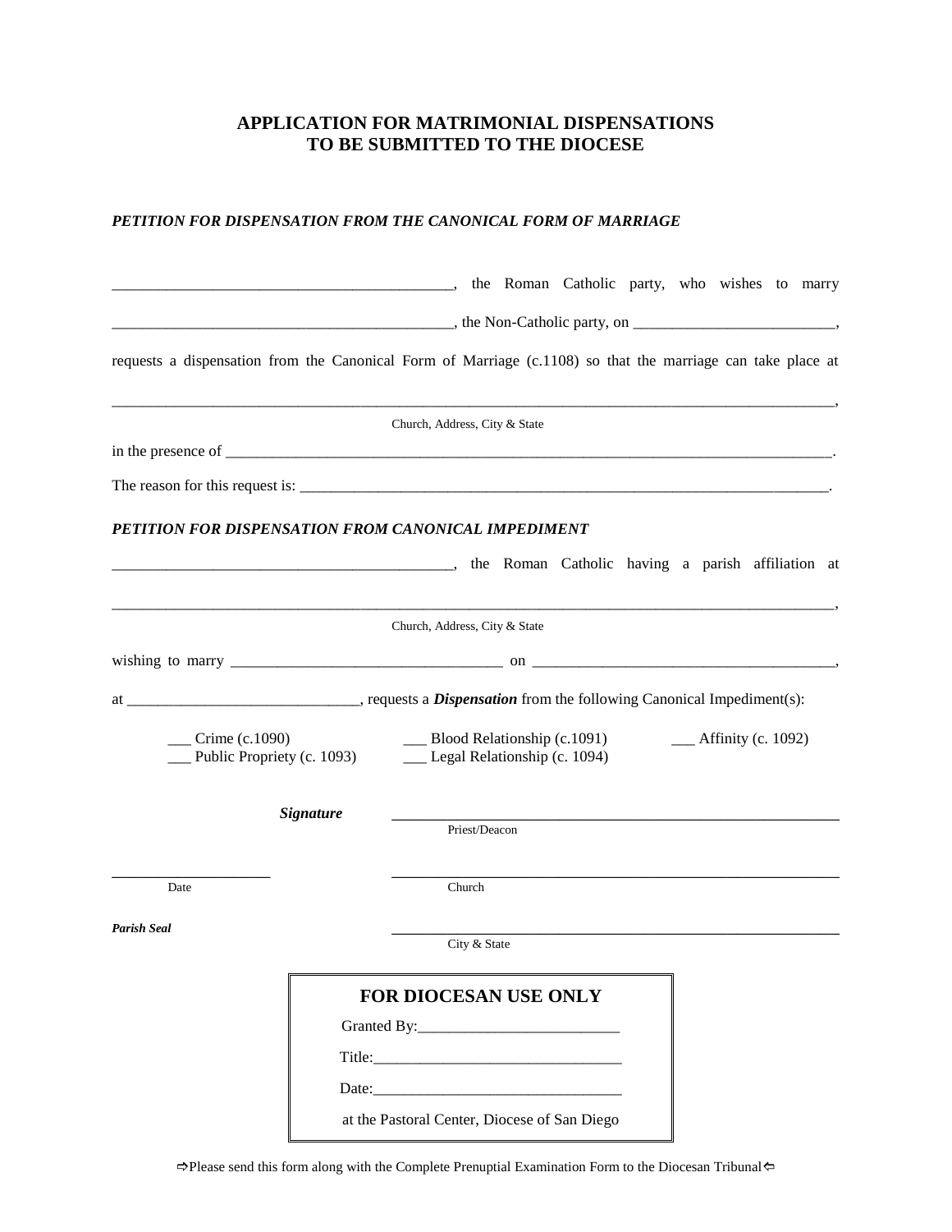# APPLICATION FOR MATRIMONIAL DISPENSATIONS
# TO BE SUBMITTED TO THE DIOCESE

***PETITION FOR DISPENSATION FROM THE CANONICAL FORM OF MARRIAGE***

_____________________________________________, the Roman Catholic party, who wishes to marry

_____________________________________________, the Non-Catholic party, on __________________________,

requests a dispensation from the Canonical Form of Marriage (c.1108) so that the marriage can take place at

_______________________________________________________________________________________________,

Church, Address, City & State

in the presence of _____________________________________________________________________________.

The reason for this request is: __________________________________________________________________.

***PETITION FOR DISPENSATION FROM CANONICAL IMPEDIMENT***

_____________________________________________, the Roman Catholic having a parish affiliation at

_______________________________________________________________________________________________,

Church, Address, City & State

wishing to marry ___________________________________ on ________________________________________,

at ______________________________, requests a ***Dispensation*** from the following Canonical Impediment(s):

___ Crime (c.1090) ___ Blood Relationship (c.1091) ___ Affinity (c. 1092)
___ Public Propriety (c. 1093) ___ Legal Relationship (c. 1094)

***Signature*** ____________________________________________________________
Priest/Deacon

_____________________ ____________________________________________________________
Date Church

***Parish Seal*** ____________________________________________________________
City & State

**FOR DIOCESAN USE ONLY**

Granted By:__________________________

Title:_______________________________

Date:_______________________________

at the Pastoral Center, Diocese of San Diego

⇨Please send this form along with the Complete Prenuptial Examination Form to the Diocesan Tribunal⇦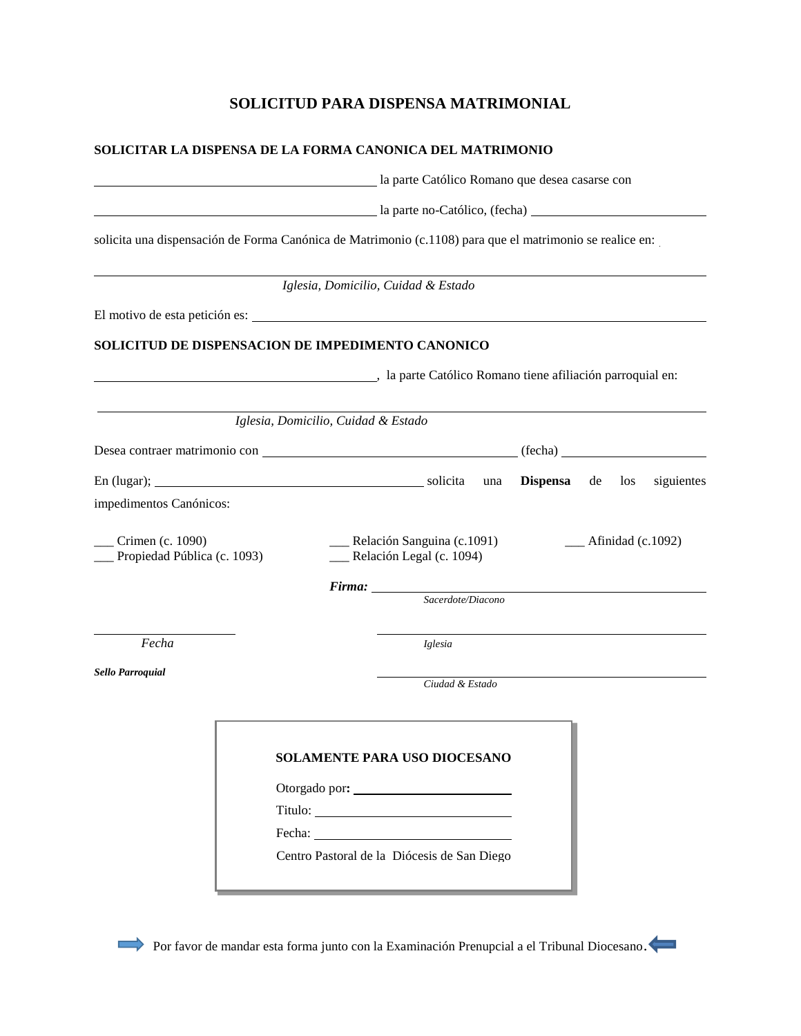# SOLICITUD PARA DISPENSA MATRIMONIAL

**SOLICITAR LA DISPENSA DE LA FORMA CANONICA DEL MATRIMONIO**

______________________________ la parte Católico Romano que desea casarse con

______________________________ la parte no-Católico, (fecha) ____________________

solicita una dispensación de Forma Canónica de Matrimonio (c.1108) para que el matrimonio se realice en:

______________________________________________________________

*Iglesia, Domicilio, Cuidad & Estado*

El motivo de esta petición es: ______________________________________________

**SOLICITUD DE DISPENSACION DE IMPEDIMENTO CANONICO**

______________________________, la parte Católico Romano tiene afiliación parroquial en:

______________________________________________________________

*Iglesia, Domicilio, Cuidad & Estado*

Desea contraer matrimonio con ______________________________ (fecha) ________________

En (lugar); ______________________________ solicita una **Dispensa** de los siguientes impedimentos Canónicos:

___ Crimen (c. 1090)
___ Relación Sanguina (c.1091)
___ Afinidad (c.1092)
___ Propiedad Pública (c. 1093)
___ Relación Legal (c. 1094)

***Firma:*** ______________________________
*Sacerdote/Diacono*

________________
*Fecha*

______________________________
*Iglesia*

***Sello Parroquial***

______________________________
*Ciudad & Estado*

**SOLAMENTE PARA USO DIOCESANO**

Otorgado por**:** ____________________

Titulo: ____________________

Fecha: ____________________

Centro Pastoral de la Diócesis de San Diego

Por favor de mandar esta forma junto con la Examinación Prenupcial a el Tribunal Diocesano.